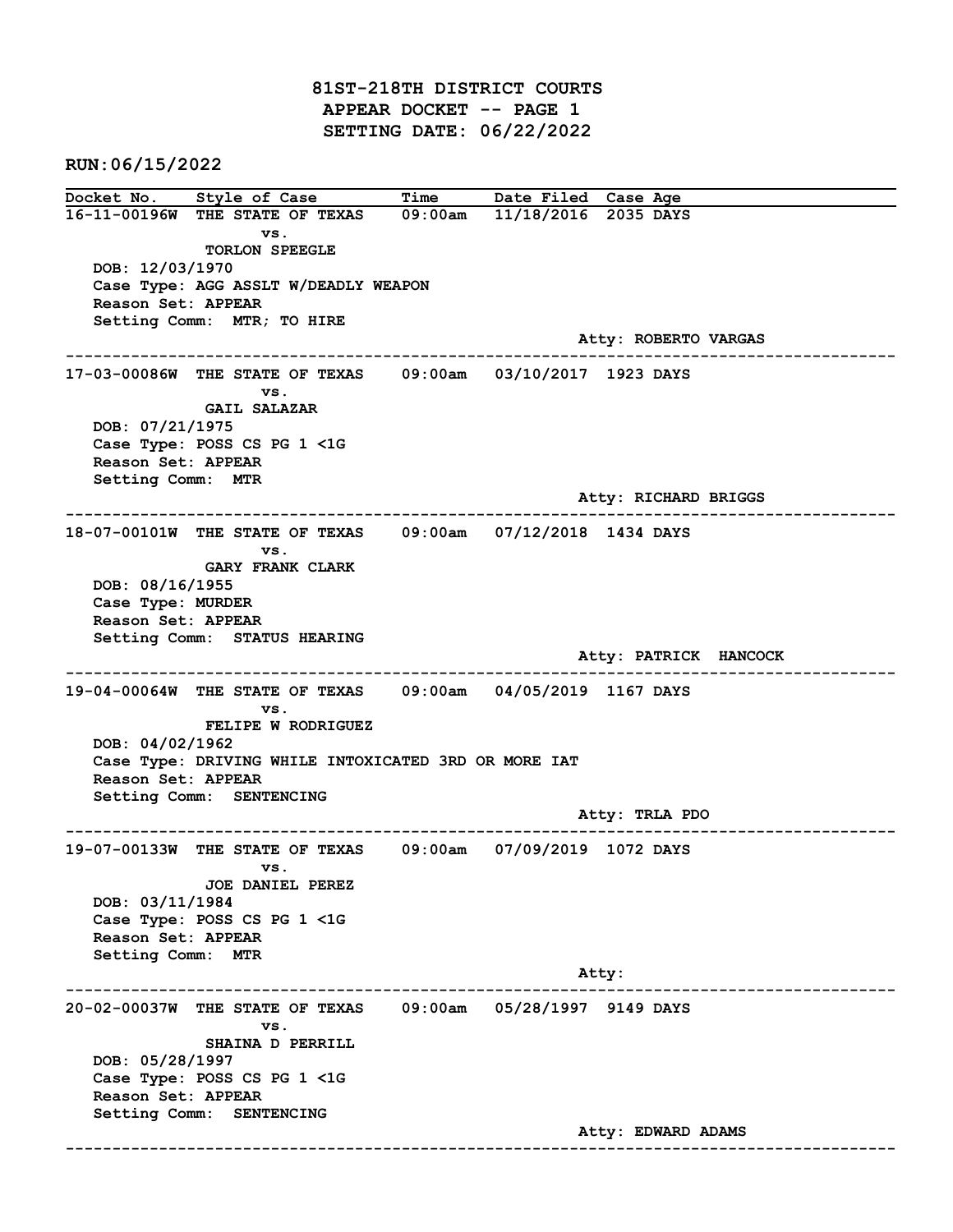# 81ST-218TH DISTRICT COURTS
## APPEAR DOCKET -- PAGE 1
## SETTING DATE: 06/22/2022

RUN:06/15/2022

| Docket No. | Style of Case | Time | Date Filed | Case Age |
|---|---|---|---|---|

---

**16-11-00196W** THE STATE OF TEXAS vs. TORLON SPEEGLE — 09:00am — 11/18/2016 — 2035 DAYS

DOB: 12/03/1970
Case Type: AGG ASSLT W/DEADLY WEAPON
Reason Set: APPEAR
Setting Comm: MTR; TO HIRE
Atty: ROBERTO VARGAS

---

**17-03-00086W** THE STATE OF TEXAS vs. GAIL SALAZAR — 09:00am — 03/10/2017 — 1923 DAYS

DOB: 07/21/1975
Case Type: POSS CS PG 1 <1G
Reason Set: APPEAR
Setting Comm: MTR
Atty: RICHARD BRIGGS

---

**18-07-00101W** THE STATE OF TEXAS vs. GARY FRANK CLARK — 09:00am — 07/12/2018 — 1434 DAYS

DOB: 08/16/1955
Case Type: MURDER
Reason Set: APPEAR
Setting Comm: STATUS HEARING
Atty: PATRICK HANCOCK

---

**19-04-00064W** THE STATE OF TEXAS vs. FELIPE W RODRIGUEZ — 09:00am — 04/05/2019 — 1167 DAYS

DOB: 04/02/1962
Case Type: DRIVING WHILE INTOXICATED 3RD OR MORE IAT
Reason Set: APPEAR
Setting Comm: SENTENCING
Atty: TRLA PDO

---

**19-07-00133W** THE STATE OF TEXAS vs. JOE DANIEL PEREZ — 09:00am — 07/09/2019 — 1072 DAYS

DOB: 03/11/1984
Case Type: POSS CS PG 1 <1G
Reason Set: APPEAR
Setting Comm: MTR
Atty:

---

**20-02-00037W** THE STATE OF TEXAS vs. SHAINA D PERRILL — 09:00am — 05/28/1997 — 9149 DAYS

DOB: 05/28/1997
Case Type: POSS CS PG 1 <1G
Reason Set: APPEAR
Setting Comm: SENTENCING
Atty: EDWARD ADAMS

---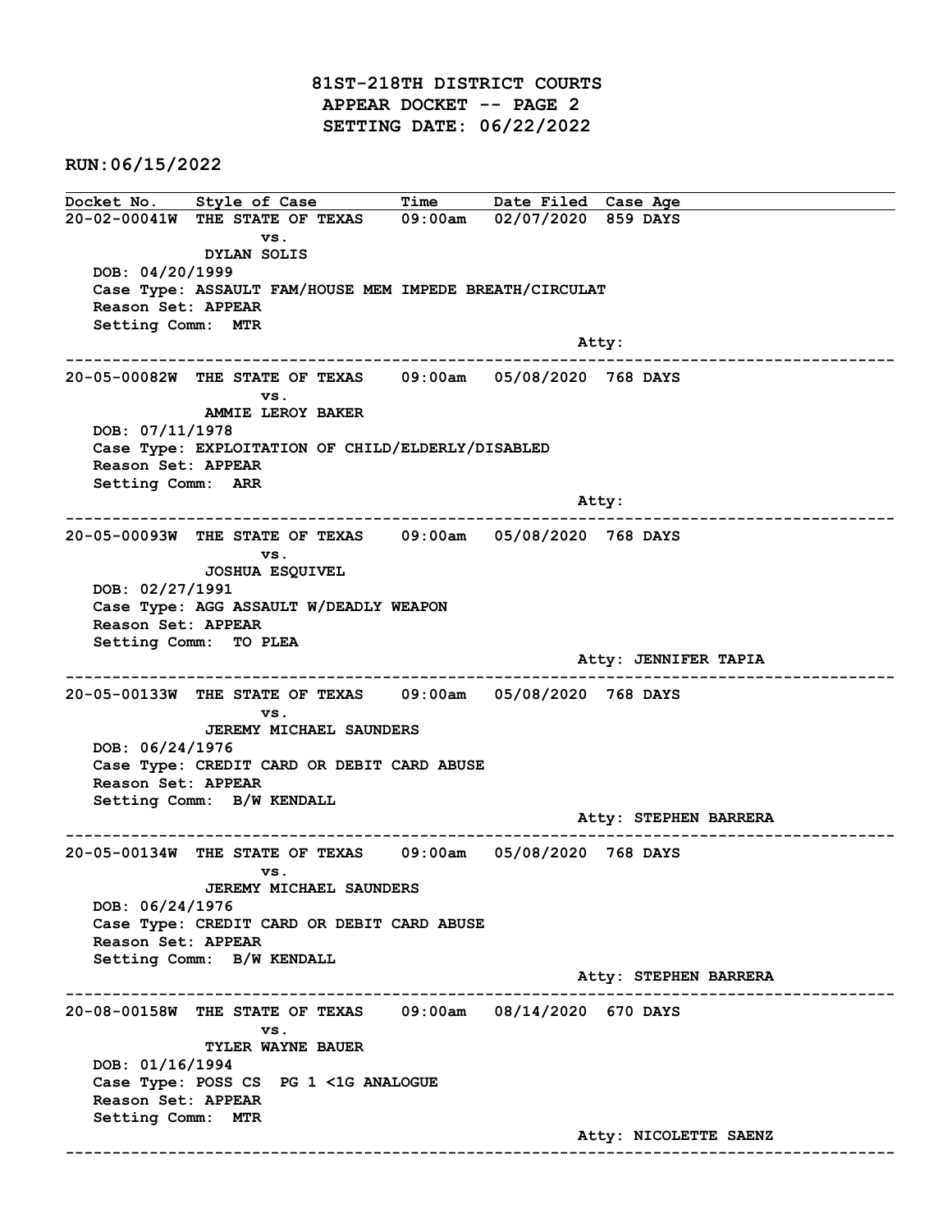# 81ST-218TH DISTRICT COURTS
## APPEAR DOCKET -- PAGE 2
## SETTING DATE: 06/22/2022

**RUN:06/15/2022**

| Docket No. | Style of Case | Time | Date Filed | Case Age |
|---|---|---|---|---|

---

**20-02-00041W** THE STATE OF TEXAS vs. DYLAN SOLIS — 09:00am — 02/07/2020 — 859 DAYS

DOB: 04/20/1999
Case Type: ASSAULT FAM/HOUSE MEM IMPEDE BREATH/CIRCULAT
Reason Set: APPEAR
Setting Comm: MTR
Atty:

---

**20-05-00082W** THE STATE OF TEXAS vs. AMMIE LEROY BAKER — 09:00am — 05/08/2020 — 768 DAYS

DOB: 07/11/1978
Case Type: EXPLOITATION OF CHILD/ELDERLY/DISABLED
Reason Set: APPEAR
Setting Comm: ARR
Atty:

---

**20-05-00093W** THE STATE OF TEXAS vs. JOSHUA ESQUIVEL — 09:00am — 05/08/2020 — 768 DAYS

DOB: 02/27/1991
Case Type: AGG ASSAULT W/DEADLY WEAPON
Reason Set: APPEAR
Setting Comm: TO PLEA
Atty: JENNIFER TAPIA

---

**20-05-00133W** THE STATE OF TEXAS vs. JEREMY MICHAEL SAUNDERS — 09:00am — 05/08/2020 — 768 DAYS

DOB: 06/24/1976
Case Type: CREDIT CARD OR DEBIT CARD ABUSE
Reason Set: APPEAR
Setting Comm: B/W KENDALL
Atty: STEPHEN BARRERA

---

**20-05-00134W** THE STATE OF TEXAS vs. JEREMY MICHAEL SAUNDERS — 09:00am — 05/08/2020 — 768 DAYS

DOB: 06/24/1976
Case Type: CREDIT CARD OR DEBIT CARD ABUSE
Reason Set: APPEAR
Setting Comm: B/W KENDALL
Atty: STEPHEN BARRERA

---

**20-08-00158W** THE STATE OF TEXAS vs. TYLER WAYNE BAUER — 09:00am — 08/14/2020 — 670 DAYS

DOB: 01/16/1994
Case Type: POSS CS PG 1 <1G ANALOGUE
Reason Set: APPEAR
Setting Comm: MTR
Atty: NICOLETTE SAENZ

---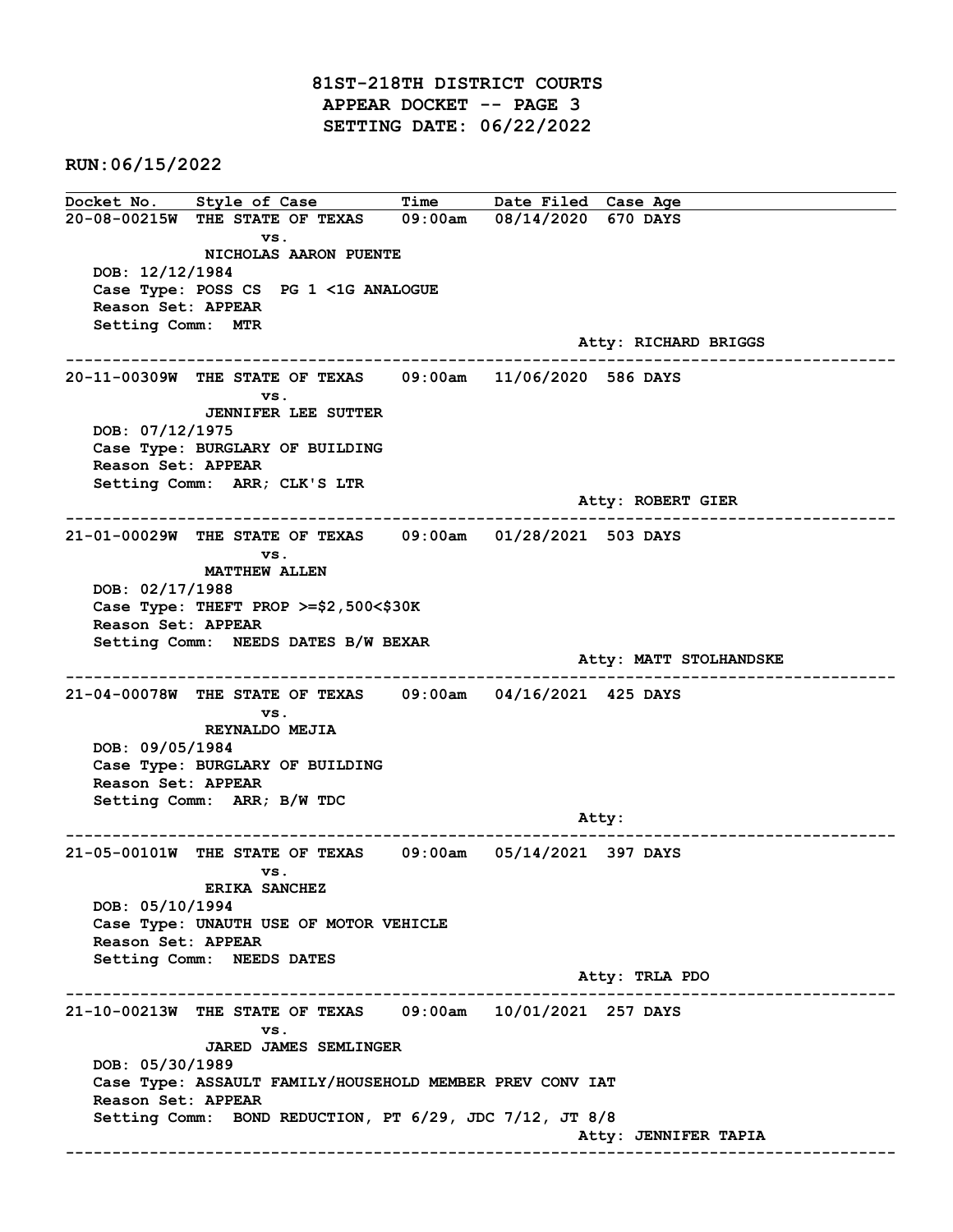# 81ST-218TH DISTRICT COURTS
## APPEAR DOCKET -- PAGE 3
## SETTING DATE: 06/22/2022

**RUN:06/15/2022**

| Docket No. | Style of Case | Time | Date Filed | Case Age |
|---|---|---|---|---|

---

**20-08-00215W** THE STATE OF TEXAS vs. NICHOLAS AARON PUENTE — 09:00am — 08/14/2020 — 670 DAYS

DOB: 12/12/1984
Case Type: POSS CS PG 1 <1G ANALOGUE
Reason Set: APPEAR
Setting Comm: MTR
Atty: RICHARD BRIGGS

---

**20-11-00309W** THE STATE OF TEXAS vs. JENNIFER LEE SUTTER — 09:00am — 11/06/2020 — 586 DAYS

DOB: 07/12/1975
Case Type: BURGLARY OF BUILDING
Reason Set: APPEAR
Setting Comm: ARR; CLK'S LTR
Atty: ROBERT GIER

---

**21-01-00029W** THE STATE OF TEXAS vs. MATTHEW ALLEN — 09:00am — 01/28/2021 — 503 DAYS

DOB: 02/17/1988
Case Type: THEFT PROP >=$2,500<$30K
Reason Set: APPEAR
Setting Comm: NEEDS DATES B/W BEXAR
Atty: MATT STOLHANDSKE

---

**21-04-00078W** THE STATE OF TEXAS vs. REYNALDO MEJIA — 09:00am — 04/16/2021 — 425 DAYS

DOB: 09/05/1984
Case Type: BURGLARY OF BUILDING
Reason Set: APPEAR
Setting Comm: ARR; B/W TDC
Atty:

---

**21-05-00101W** THE STATE OF TEXAS vs. ERIKA SANCHEZ — 09:00am — 05/14/2021 — 397 DAYS

DOB: 05/10/1994
Case Type: UNAUTH USE OF MOTOR VEHICLE
Reason Set: APPEAR
Setting Comm: NEEDS DATES
Atty: TRLA PDO

---

**21-10-00213W** THE STATE OF TEXAS vs. JARED JAMES SEMLINGER — 09:00am — 10/01/2021 — 257 DAYS

DOB: 05/30/1989
Case Type: ASSAULT FAMILY/HOUSEHOLD MEMBER PREV CONV IAT
Reason Set: APPEAR
Setting Comm: BOND REDUCTION, PT 6/29, JDC 7/12, JT 8/8
Atty: JENNIFER TAPIA

---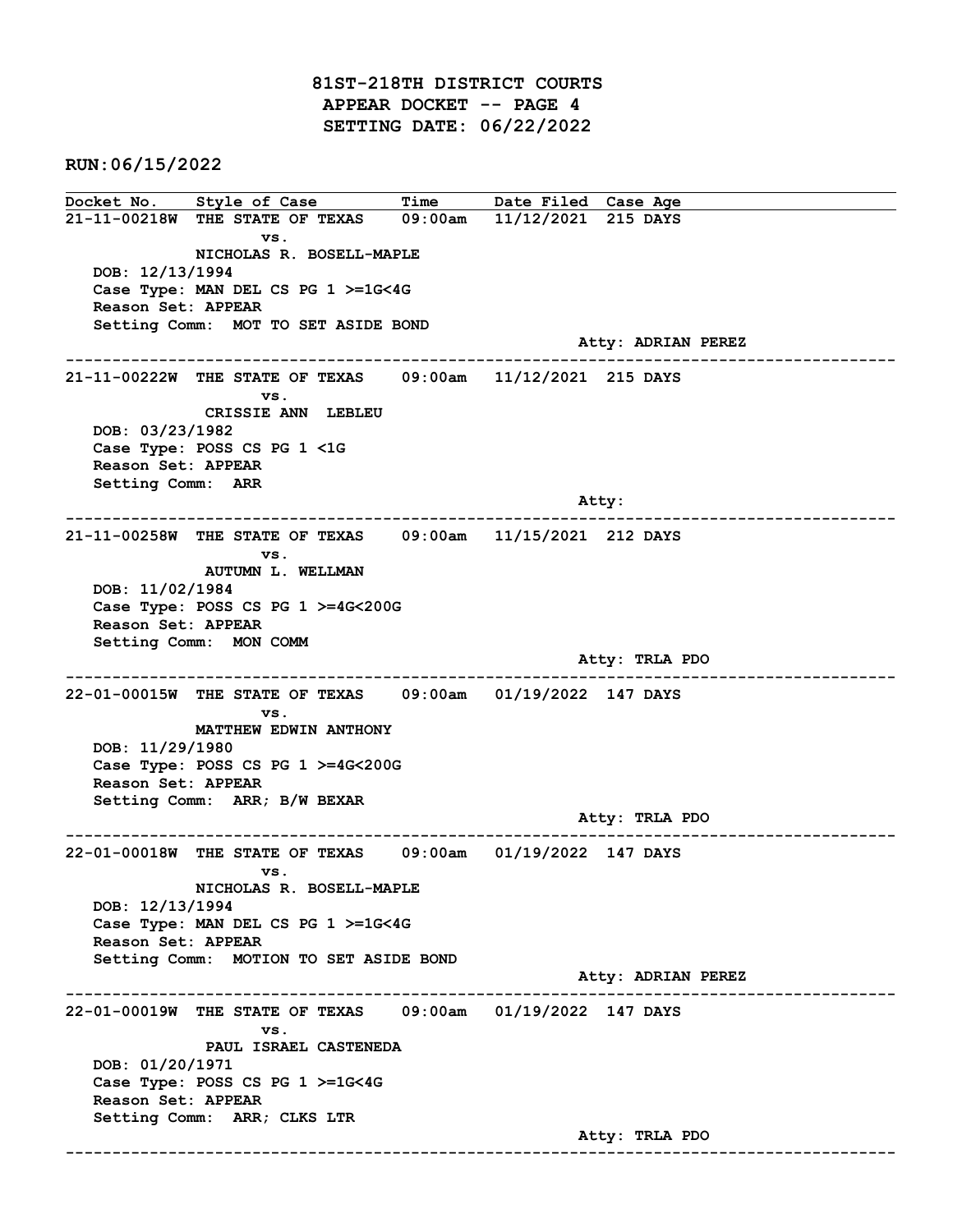# 81ST-218TH DISTRICT COURTS
## APPEAR DOCKET -- PAGE 4
## SETTING DATE: 06/22/2022

**RUN:06/15/2022**

| Docket No. | Style of Case | Time | Date Filed | Case Age |
|---|---|---|---|---|

---

**21-11-00218W** THE STATE OF TEXAS vs. NICHOLAS R. BOSELL-MAPLE — 09:00am — 11/12/2021 — 215 DAYS

DOB: 12/13/1994
Case Type: MAN DEL CS PG 1 >=1G<4G
Reason Set: APPEAR
Setting Comm: MOT TO SET ASIDE BOND
Atty: ADRIAN PEREZ

---

**21-11-00222W** THE STATE OF TEXAS vs. CRISSIE ANN LEBLEU — 09:00am — 11/12/2021 — 215 DAYS

DOB: 03/23/1982
Case Type: POSS CS PG 1 <1G
Reason Set: APPEAR
Setting Comm: ARR
Atty:

---

**21-11-00258W** THE STATE OF TEXAS vs. AUTUMN L. WELLMAN — 09:00am — 11/15/2021 — 212 DAYS

DOB: 11/02/1984
Case Type: POSS CS PG 1 >=4G<200G
Reason Set: APPEAR
Setting Comm: MON COMM
Atty: TRLA PDO

---

**22-01-00015W** THE STATE OF TEXAS vs. MATTHEW EDWIN ANTHONY — 09:00am — 01/19/2022 — 147 DAYS

DOB: 11/29/1980
Case Type: POSS CS PG 1 >=4G<200G
Reason Set: APPEAR
Setting Comm: ARR; B/W BEXAR
Atty: TRLA PDO

---

**22-01-00018W** THE STATE OF TEXAS vs. NICHOLAS R. BOSELL-MAPLE — 09:00am — 01/19/2022 — 147 DAYS

DOB: 12/13/1994
Case Type: MAN DEL CS PG 1 >=1G<4G
Reason Set: APPEAR
Setting Comm: MOTION TO SET ASIDE BOND
Atty: ADRIAN PEREZ

---

**22-01-00019W** THE STATE OF TEXAS vs. PAUL ISRAEL CASTENEDA — 09:00am — 01/19/2022 — 147 DAYS

DOB: 01/20/1971
Case Type: POSS CS PG 1 >=1G<4G
Reason Set: APPEAR
Setting Comm: ARR; CLKS LTR
Atty: TRLA PDO

---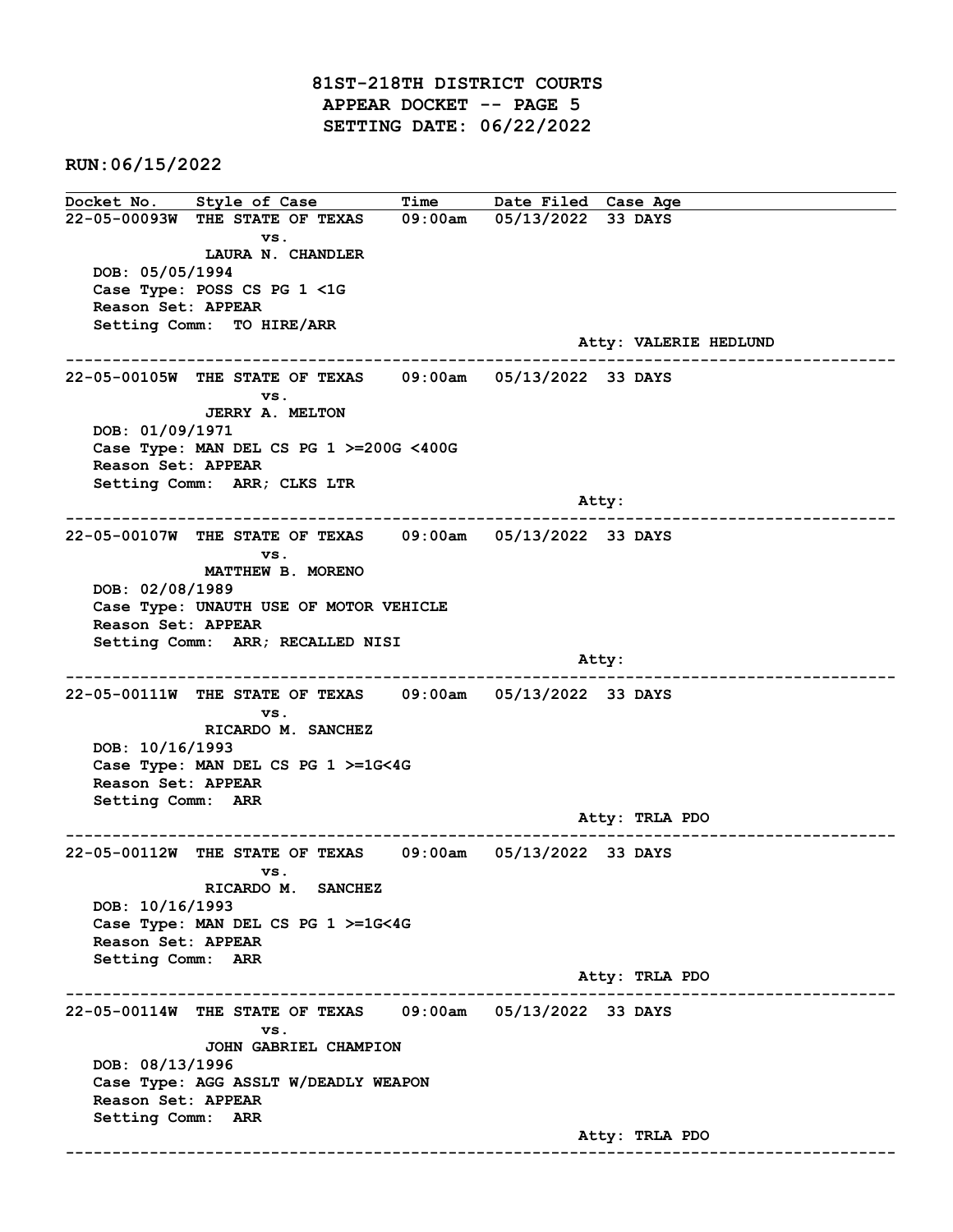# 81ST-218TH DISTRICT COURTS
## APPEAR DOCKET -- PAGE 5
## SETTING DATE: 06/22/2022

**RUN:06/15/2022**

| Docket No. | Style of Case | Time | Date Filed | Case Age |
|---|---|---|---|---|

---

**22-05-00093W** THE STATE OF TEXAS vs. LAURA N. CHANDLER — 09:00am — 05/13/2022 — 33 DAYS

DOB: 05/05/1994
Case Type: POSS CS PG 1 <1G
Reason Set: APPEAR
Setting Comm: TO HIRE/ARR
Atty: VALERIE HEDLUND

---

**22-05-00105W** THE STATE OF TEXAS vs. JERRY A. MELTON — 09:00am — 05/13/2022 — 33 DAYS

DOB: 01/09/1971
Case Type: MAN DEL CS PG 1 >=200G <400G
Reason Set: APPEAR
Setting Comm: ARR; CLKS LTR
Atty:

---

**22-05-00107W** THE STATE OF TEXAS vs. MATTHEW B. MORENO — 09:00am — 05/13/2022 — 33 DAYS

DOB: 02/08/1989
Case Type: UNAUTH USE OF MOTOR VEHICLE
Reason Set: APPEAR
Setting Comm: ARR; RECALLED NISI
Atty:

---

**22-05-00111W** THE STATE OF TEXAS vs. RICARDO M. SANCHEZ — 09:00am — 05/13/2022 — 33 DAYS

DOB: 10/16/1993
Case Type: MAN DEL CS PG 1 >=1G<4G
Reason Set: APPEAR
Setting Comm: ARR
Atty: TRLA PDO

---

**22-05-00112W** THE STATE OF TEXAS vs. RICARDO M. SANCHEZ — 09:00am — 05/13/2022 — 33 DAYS

DOB: 10/16/1993
Case Type: MAN DEL CS PG 1 >=1G<4G
Reason Set: APPEAR
Setting Comm: ARR
Atty: TRLA PDO

---

**22-05-00114W** THE STATE OF TEXAS vs. JOHN GABRIEL CHAMPION — 09:00am — 05/13/2022 — 33 DAYS

DOB: 08/13/1996
Case Type: AGG ASSLT W/DEADLY WEAPON
Reason Set: APPEAR
Setting Comm: ARR
Atty: TRLA PDO

---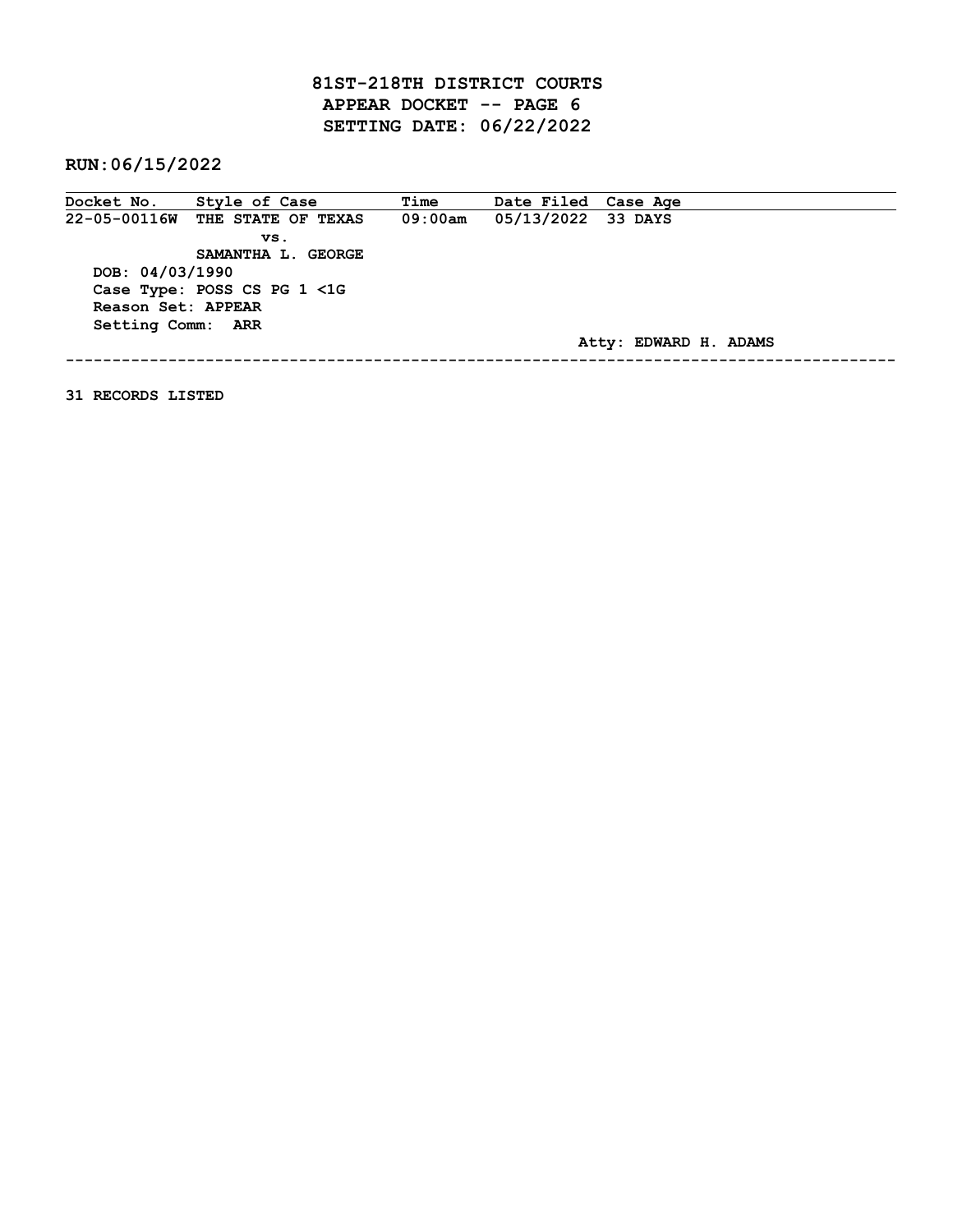# 81ST-218TH DISTRICT COURTS
## APPEAR DOCKET -- PAGE 6
## SETTING DATE: 06/22/2022

**RUN:06/15/2022**

| Docket No. | Style of Case | Time | Date Filed | Case Age |
|---|---|---|---|---|
| 22-05-00116W | THE STATE OF TEXAS vs. SAMANTHA L. GEORGE | 09:00am | 05/13/2022 | 33 DAYS |

DOB: 04/03/1990
Case Type: POSS CS PG 1 <1G
Reason Set: APPEAR
Setting Comm: ARR

Atty: EDWARD H. ADAMS

---

31 RECORDS LISTED